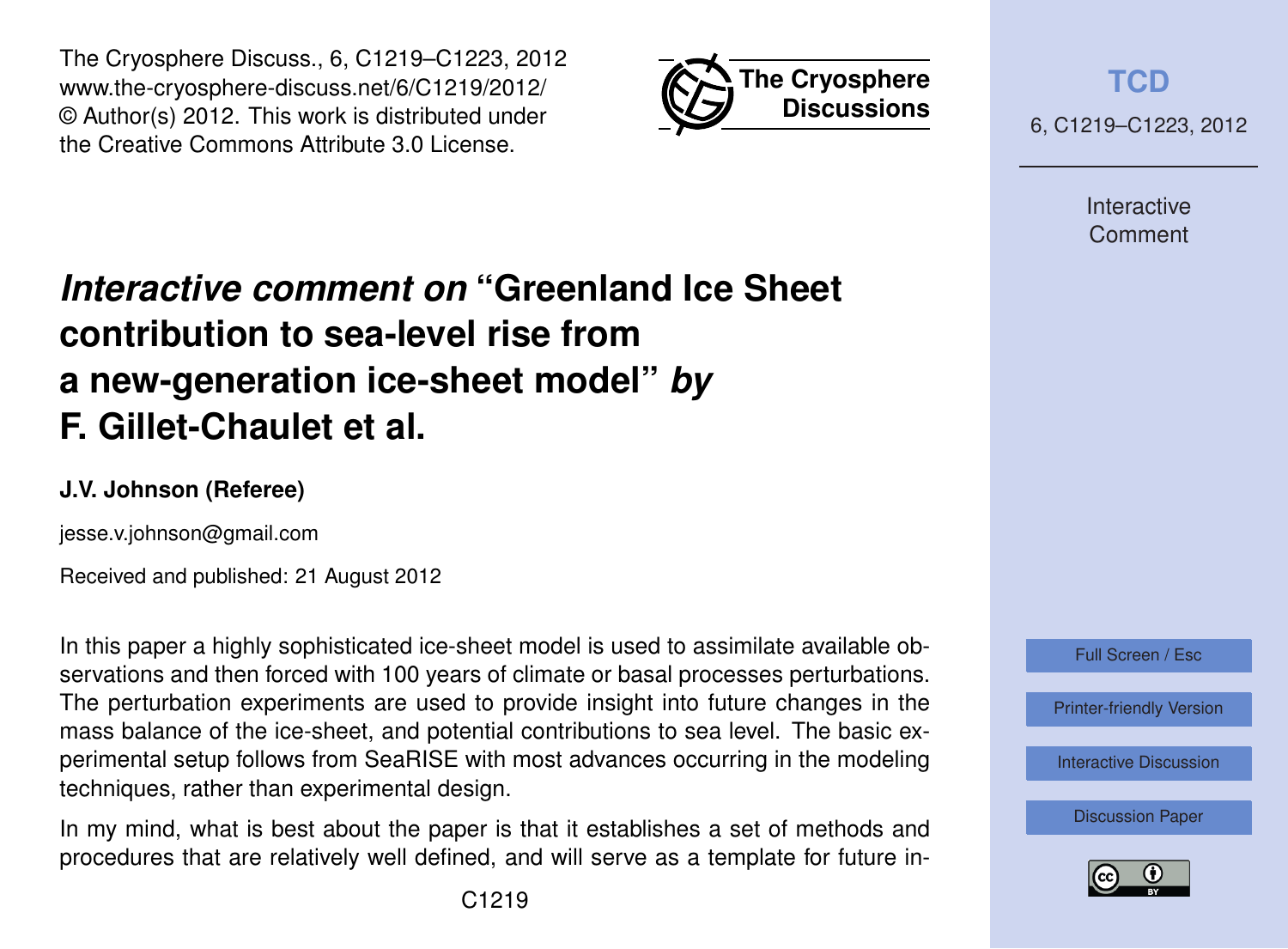# *Interactive comment on* "Greenland Ice Sheet contribution to sea-level rise from a new-generation ice-sheet model" *by* F. Gillet-Chaulet et al.

**J.V. Johnson (Referee)**

jesse.v.johnson@gmail.com

Received and published: 21 August 2012

In this paper a highly sophisticated ice-sheet model is used to assimilate available observations and then forced with 100 years of climate or basal processes perturbations. The perturbation experiments are used to provide insight into future changes in the mass balance of the ice-sheet, and potential contributions to sea level. The basic experimental setup follows from SeaRISE with most advances occurring in the modeling techniques, rather than experimental design.

In my mind, what is best about the paper is that it establishes a set of methods and procedures that are relatively well defined, and will serve as a template for future in-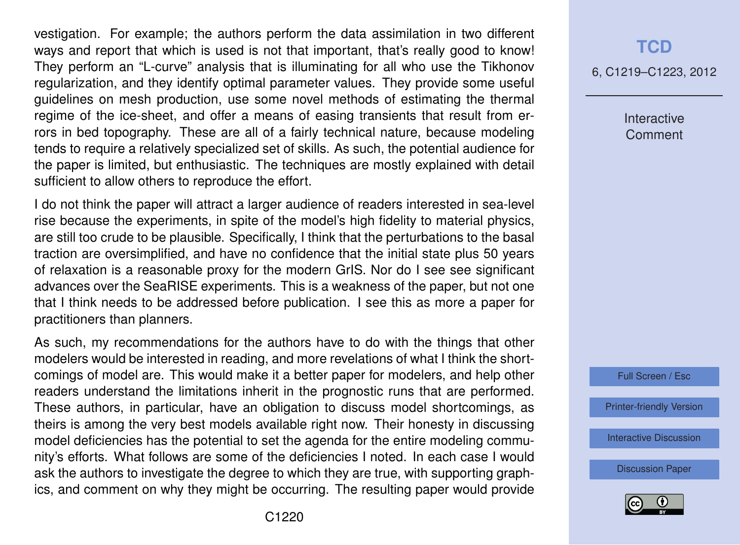vestigation. For example; the authors perform the data assimilation in two different ways and report that which is used is not that important, that's really good to know! They perform an "L-curve" analysis that is illuminating for all who use the Tikhonov regularization, and they identify optimal parameter values. They provide some useful guidelines on mesh production, use some novel methods of estimating the thermal regime of the ice-sheet, and offer a means of easing transients that result from errors in bed topography. These are all of a fairly technical nature, because modeling tends to require a relatively specialized set of skills. As such, the potential audience for the paper is limited, but enthusiastic. The techniques are mostly explained with detail sufficient to allow others to reproduce the effort.

I do not think the paper will attract a larger audience of readers interested in sea-level rise because the experiments, in spite of the model's high fidelity to material physics, are still too crude to be plausible. Specifically, I think that the perturbations to the basal traction are oversimplified, and have no confidence that the initial state plus 50 years of relaxation is a reasonable proxy for the modern GrIS. Nor do I see see significant advances over the SeaRISE experiments. This is a weakness of the paper, but not one that I think needs to be addressed before publication. I see this as more a paper for practitioners than planners.

As such, my recommendations for the authors have to do with the things that other modelers would be interested in reading, and more revelations of what I think the shortcomings of model are. This would make it a better paper for modelers, and help other readers understand the limitations inherit in the prognostic runs that are performed. These authors, in particular, have an obligation to discuss model shortcomings, as theirs is among the very best models available right now. Their honesty in discussing model deficiencies has the potential to set the agenda for the entire modeling community's efforts. What follows are some of the deficiencies I noted. In each case I would ask the authors to investigate the degree to which they are true, with supporting graphics, and comment on why they might be occurring. The resulting paper would provide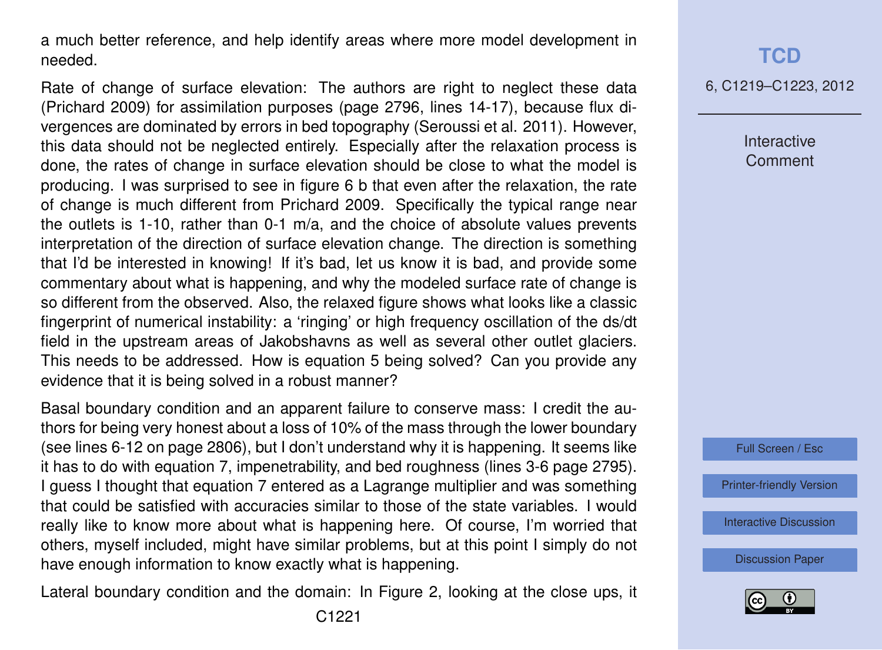a much better reference, and help identify areas where more model development in needed.

Rate of change of surface elevation: The authors are right to neglect these data (Prichard 2009) for assimilation purposes (page 2796, lines 14-17), because flux divergences are dominated by errors in bed topography (Seroussi et al. 2011). However, this data should not be neglected entirely. Especially after the relaxation process is done, the rates of change in surface elevation should be close to what the model is producing. I was surprised to see in figure 6 b that even after the relaxation, the rate of change is much different from Prichard 2009. Specifically the typical range near the outlets is 1-10, rather than 0-1 m/a, and the choice of absolute values prevents interpretation of the direction of surface elevation change. The direction is something that I'd be interested in knowing! If it's bad, let us know it is bad, and provide some commentary about what is happening, and why the modeled surface rate of change is so different from the observed. Also, the relaxed figure shows what looks like a classic fingerprint of numerical instability: a 'ringing' or high frequency oscillation of the ds/dt field in the upstream areas of Jakobshavns as well as several other outlet glaciers. This needs to be addressed. How is equation 5 being solved? Can you provide any evidence that it is being solved in a robust manner?

Basal boundary condition and an apparent failure to conserve mass: I credit the authors for being very honest about a loss of 10% of the mass through the lower boundary (see lines 6-12 on page 2806), but I don't understand why it is happening. It seems like it has to do with equation 7, impenetrability, and bed roughness (lines 3-6 page 2795). I guess I thought that equation 7 entered as a Lagrange multiplier and was something that could be satisfied with accuracies similar to those of the state variables. I would really like to know more about what is happening here. Of course, I'm worried that others, myself included, might have similar problems, but at this point I simply do not have enough information to know exactly what is happening.

Lateral boundary condition and the domain: In Figure 2, looking at the close ups, it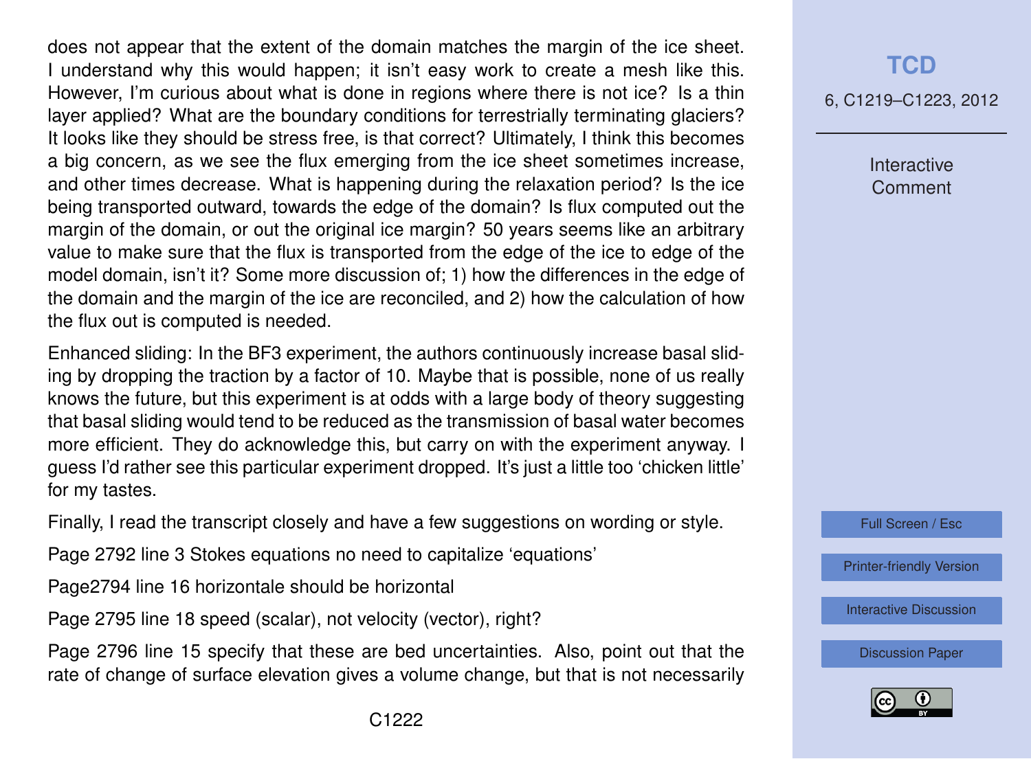does not appear that the extent of the domain matches the margin of the ice sheet. I understand why this would happen; it isn't easy work to create a mesh like this. However, I'm curious about what is done in regions where there is not ice? Is a thin layer applied? What are the boundary conditions for terrestrially terminating glaciers? It looks like they should be stress free, is that correct? Ultimately, I think this becomes a big concern, as we see the flux emerging from the ice sheet sometimes increase, and other times decrease. What is happening during the relaxation period? Is the ice being transported outward, towards the edge of the domain? Is flux computed out the margin of the domain, or out the original ice margin? 50 years seems like an arbitrary value to make sure that the flux is transported from the edge of the ice to edge of the model domain, isn't it? Some more discussion of; 1) how the differences in the edge of the domain and the margin of the ice are reconciled, and 2) how the calculation of how the flux out is computed is needed.

Enhanced sliding: In the BF3 experiment, the authors continuously increase basal sliding by dropping the traction by a factor of 10. Maybe that is possible, none of us really knows the future, but this experiment is at odds with a large body of theory suggesting that basal sliding would tend to be reduced as the transmission of basal water becomes more efficient. They do acknowledge this, but carry on with the experiment anyway. I guess I'd rather see this particular experiment dropped. It's just a little too 'chicken little' for my tastes.

Finally, I read the transcript closely and have a few suggestions on wording or style.

Page 2792 line 3 Stokes equations no need to capitalize 'equations'

Page2794 line 16 horizontale should be horizontal

Page 2795 line 18 speed (scalar), not velocity (vector), right?

Page 2796 line 15 specify that these are bed uncertainties. Also, point out that the rate of change of surface elevation gives a volume change, but that is not necessarily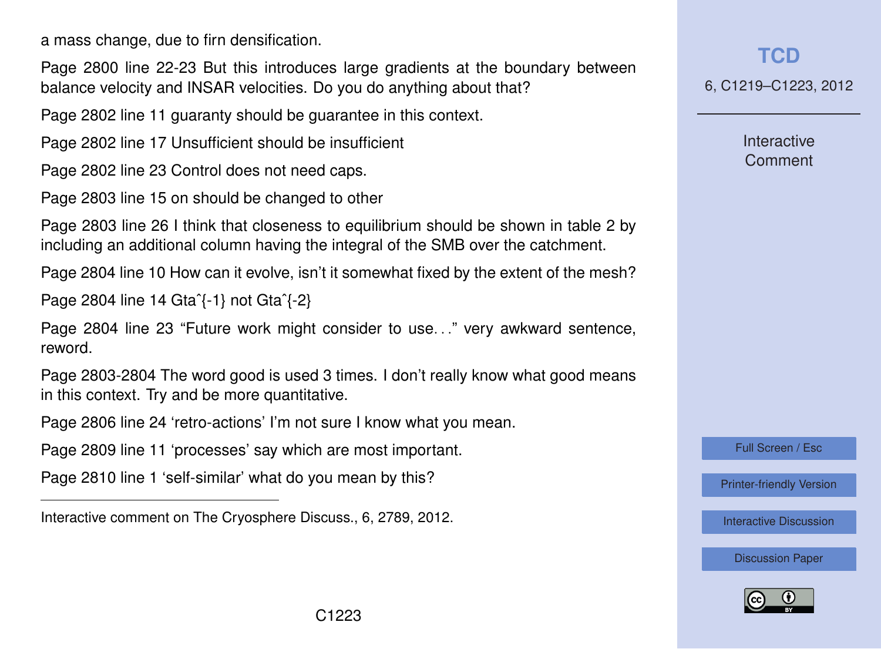a mass change, due to firn densification.

Page 2800 line 22-23 But this introduces large gradients at the boundary between balance velocity and INSAR velocities. Do you do anything about that?

Page 2802 line 11 guaranty should be guarantee in this context.

Page 2802 line 17 Unsufficient should be insufficient

Page 2802 line 23 Control does not need caps.

Page 2803 line 15 on should be changed to other

Page 2803 line 26 I think that closeness to equilibrium should be shown in table 2 by including an additional column having the integral of the SMB over the catchment.

Page 2804 line 10 How can it evolve, isn't it somewhat fixed by the extent of the mesh?

Page 2804 line 14 Gtaˆ{-1} not Gtaˆ{-2}

Page 2804 line 23 "Future work might consider to use..." very awkward sentence, reword.

Page 2803-2804 The word good is used 3 times. I don't really know what good means in this context. Try and be more quantitative.

Page 2806 line 24 'retro-actions' I'm not sure I know what you mean.

Page 2809 line 11 'processes' say which are most important.

Page 2810 line 1 'self-similar' what do you mean by this?

---

Interactive comment on The Cryosphere Discuss., 6, 2789, 2012.